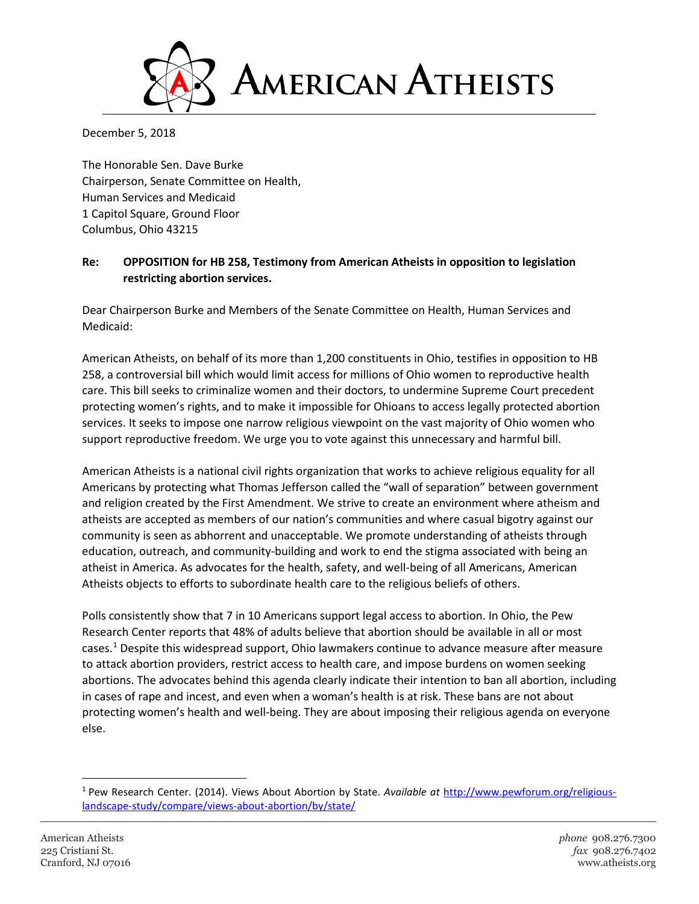# AMERICAN ATHEISTS

December 5, 2018

The Honorable Sen. Dave Burke
Chairperson, Senate Committee on Health,
Human Services and Medicaid
1 Capitol Square, Ground Floor
Columbus, Ohio 43215

**Re: OPPOSITION for HB 258, Testimony from American Atheists in opposition to legislation restricting abortion services.**

Dear Chairperson Burke and Members of the Senate Committee on Health, Human Services and Medicaid:

American Atheists, on behalf of its more than 1,200 constituents in Ohio, testifies in opposition to HB 258, a controversial bill which would limit access for millions of Ohio women to reproductive health care. This bill seeks to criminalize women and their doctors, to undermine Supreme Court precedent protecting women's rights, and to make it impossible for Ohioans to access legally protected abortion services. It seeks to impose one narrow religious viewpoint on the vast majority of Ohio women who support reproductive freedom. We urge you to vote against this unnecessary and harmful bill.

American Atheists is a national civil rights organization that works to achieve religious equality for all Americans by protecting what Thomas Jefferson called the "wall of separation" between government and religion created by the First Amendment. We strive to create an environment where atheism and atheists are accepted as members of our nation's communities and where casual bigotry against our community is seen as abhorrent and unacceptable. We promote understanding of atheists through education, outreach, and community-building and work to end the stigma associated with being an atheist in America. As advocates for the health, safety, and well-being of all Americans, American Atheists objects to efforts to subordinate health care to the religious beliefs of others.

Polls consistently show that 7 in 10 Americans support legal access to abortion. In Ohio, the Pew Research Center reports that 48% of adults believe that abortion should be available in all or most cases.[1] Despite this widespread support, Ohio lawmakers continue to advance measure after measure to attack abortion providers, restrict access to health care, and impose burdens on women seeking abortions. The advocates behind this agenda clearly indicate their intention to ban all abortion, including in cases of rape and incest, and even when a woman's health is at risk. These bans are not about protecting women's health and well-being. They are about imposing their religious agenda on everyone else.

---

[1] Pew Research Center. (2014). Views About Abortion by State. *Available at* http://www.pewforum.org/religious-landscape-study/compare/views-about-abortion/by/state/

American Atheists
225 Cristiani St.
Cranford, NJ 07016

*phone* 908.276.7300
*fax* 908.276.7402
www.atheists.org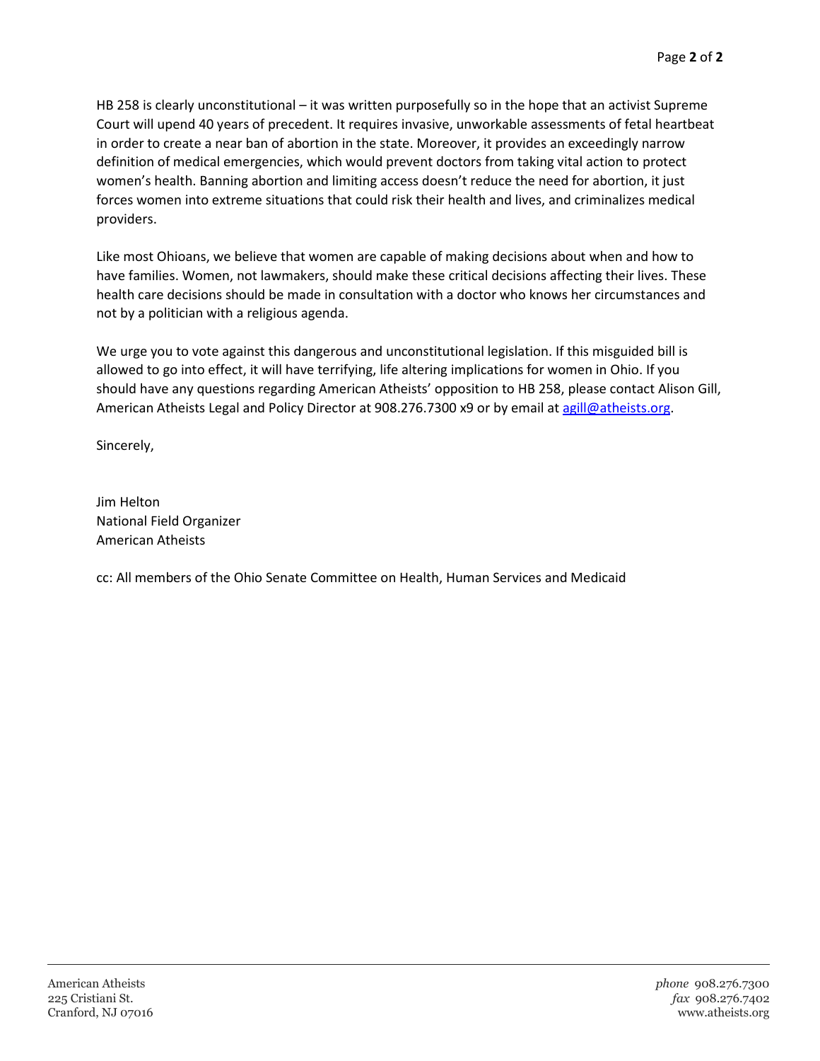HB 258 is clearly unconstitutional – it was written purposefully so in the hope that an activist Supreme Court will upend 40 years of precedent. It requires invasive, unworkable assessments of fetal heartbeat in order to create a near ban of abortion in the state. Moreover, it provides an exceedingly narrow definition of medical emergencies, which would prevent doctors from taking vital action to protect women's health. Banning abortion and limiting access doesn't reduce the need for abortion, it just forces women into extreme situations that could risk their health and lives, and criminalizes medical providers.

Like most Ohioans, we believe that women are capable of making decisions about when and how to have families. Women, not lawmakers, should make these critical decisions affecting their lives. These health care decisions should be made in consultation with a doctor who knows her circumstances and not by a politician with a religious agenda.

We urge you to vote against this dangerous and unconstitutional legislation. If this misguided bill is allowed to go into effect, it will have terrifying, life altering implications for women in Ohio. If you should have any questions regarding American Atheists' opposition to HB 258, please contact Alison Gill, American Atheists Legal and Policy Director at 908.276.7300 x9 or by email at agill@atheists.org.

Sincerely,

Jim Helton
National Field Organizer
American Atheists

cc: All members of the Ohio Senate Committee on Health, Human Services and Medicaid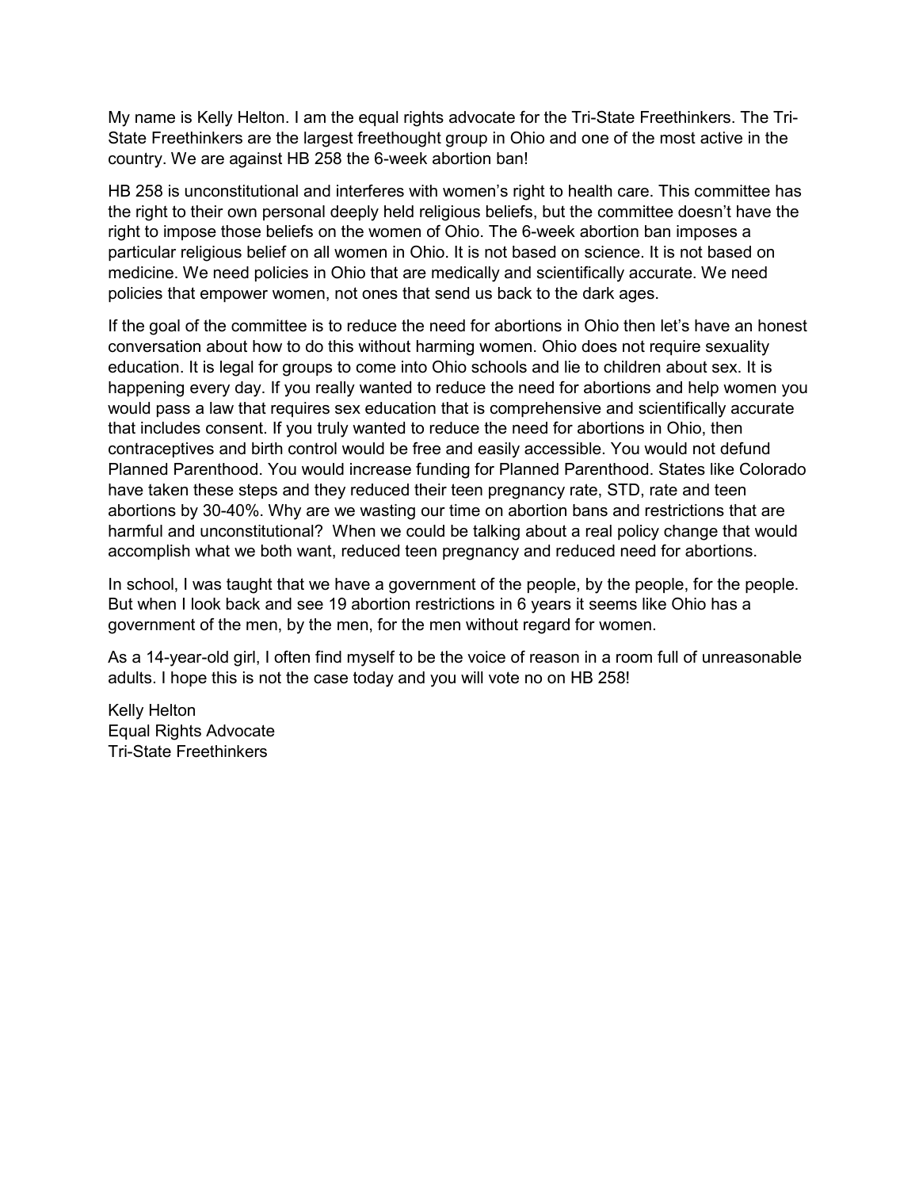My name is Kelly Helton. I am the equal rights advocate for the Tri-State Freethinkers. The Tri-State Freethinkers are the largest freethought group in Ohio and one of the most active in the country. We are against HB 258 the 6-week abortion ban!

HB 258 is unconstitutional and interferes with women's right to health care. This committee has the right to their own personal deeply held religious beliefs, but the committee doesn't have the right to impose those beliefs on the women of Ohio. The 6-week abortion ban imposes a particular religious belief on all women in Ohio. It is not based on science. It is not based on medicine. We need policies in Ohio that are medically and scientifically accurate. We need policies that empower women, not ones that send us back to the dark ages.

If the goal of the committee is to reduce the need for abortions in Ohio then let's have an honest conversation about how to do this without harming women. Ohio does not require sexuality education. It is legal for groups to come into Ohio schools and lie to children about sex. It is happening every day. If you really wanted to reduce the need for abortions and help women you would pass a law that requires sex education that is comprehensive and scientifically accurate that includes consent. If you truly wanted to reduce the need for abortions in Ohio, then contraceptives and birth control would be free and easily accessible. You would not defund Planned Parenthood. You would increase funding for Planned Parenthood. States like Colorado have taken these steps and they reduced their teen pregnancy rate, STD, rate and teen abortions by 30-40%. Why are we wasting our time on abortion bans and restrictions that are harmful and unconstitutional? When we could be talking about a real policy change that would accomplish what we both want, reduced teen pregnancy and reduced need for abortions.

In school, I was taught that we have a government of the people, by the people, for the people. But when I look back and see 19 abortion restrictions in 6 years it seems like Ohio has a government of the men, by the men, for the men without regard for women.

As a 14-year-old girl, I often find myself to be the voice of reason in a room full of unreasonable adults. I hope this is not the case today and you will vote no on HB 258!

Kelly Helton  
Equal Rights Advocate  
Tri-State Freethinkers